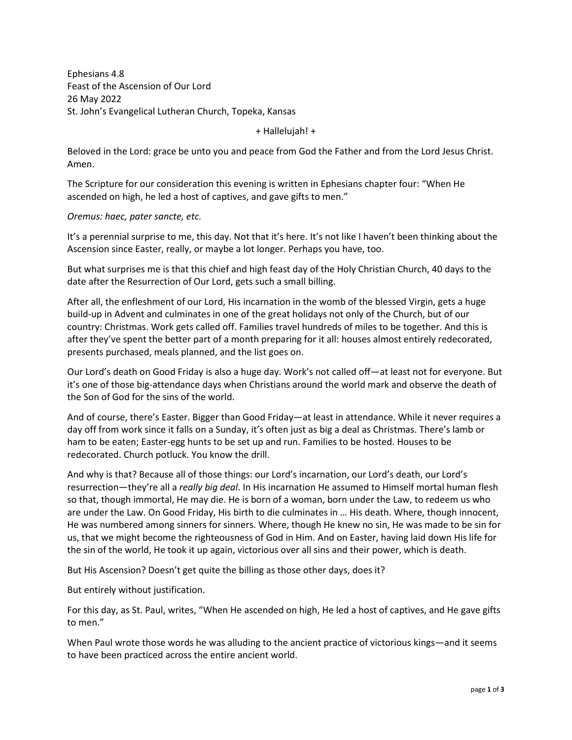Ephesians 4.8
Feast of the Ascension of Our Lord
26 May 2022
St. John's Evangelical Lutheran Church, Topeka, Kansas

+ Hallelujah! +

Beloved in the Lord: grace be unto you and peace from God the Father and from the Lord Jesus Christ. Amen.

The Scripture for our consideration this evening is written in Ephesians chapter four: "When He ascended on high, he led a host of captives, and gave gifts to men."

*Oremus: haec, pater sancte, etc.*

It's a perennial surprise to me, this day. Not that it's here. It's not like I haven't been thinking about the Ascension since Easter, really, or maybe a lot longer. Perhaps you have, too.

But what surprises me is that this chief and high feast day of the Holy Christian Church, 40 days to the date after the Resurrection of Our Lord, gets such a small billing.

After all, the enfleshment of our Lord, His incarnation in the womb of the blessed Virgin, gets a huge build-up in Advent and culminates in one of the great holidays not only of the Church, but of our country: Christmas. Work gets called off. Families travel hundreds of miles to be together. And this is after they've spent the better part of a month preparing for it all: houses almost entirely redecorated, presents purchased, meals planned, and the list goes on.

Our Lord's death on Good Friday is also a huge day. Work's not called off—at least not for everyone. But it's one of those big-attendance days when Christians around the world mark and observe the death of the Son of God for the sins of the world.

And of course, there's Easter. Bigger than Good Friday—at least in attendance. While it never requires a day off from work since it falls on a Sunday, it's often just as big a deal as Christmas. There's lamb or ham to be eaten; Easter-egg hunts to be set up and run. Families to be hosted. Houses to be redecorated. Church potluck. You know the drill.

And why is that? Because all of those things: our Lord's incarnation, our Lord's death, our Lord's resurrection—they're all a *really big deal*. In His incarnation He assumed to Himself mortal human flesh so that, though immortal, He may die. He is born of a woman, born under the Law, to redeem us who are under the Law. On Good Friday, His birth to die culminates in … His death. Where, though innocent, He was numbered among sinners for sinners. Where, though He knew no sin, He was made to be sin for us, that we might become the righteousness of God in Him. And on Easter, having laid down His life for the sin of the world, He took it up again, victorious over all sins and their power, which is death.

But His Ascension? Doesn't get quite the billing as those other days, does it?

But entirely without justification.

For this day, as St. Paul, writes, "When He ascended on high, He led a host of captives, and He gave gifts to men."

When Paul wrote those words he was alluding to the ancient practice of victorious kings—and it seems to have been practiced across the entire ancient world.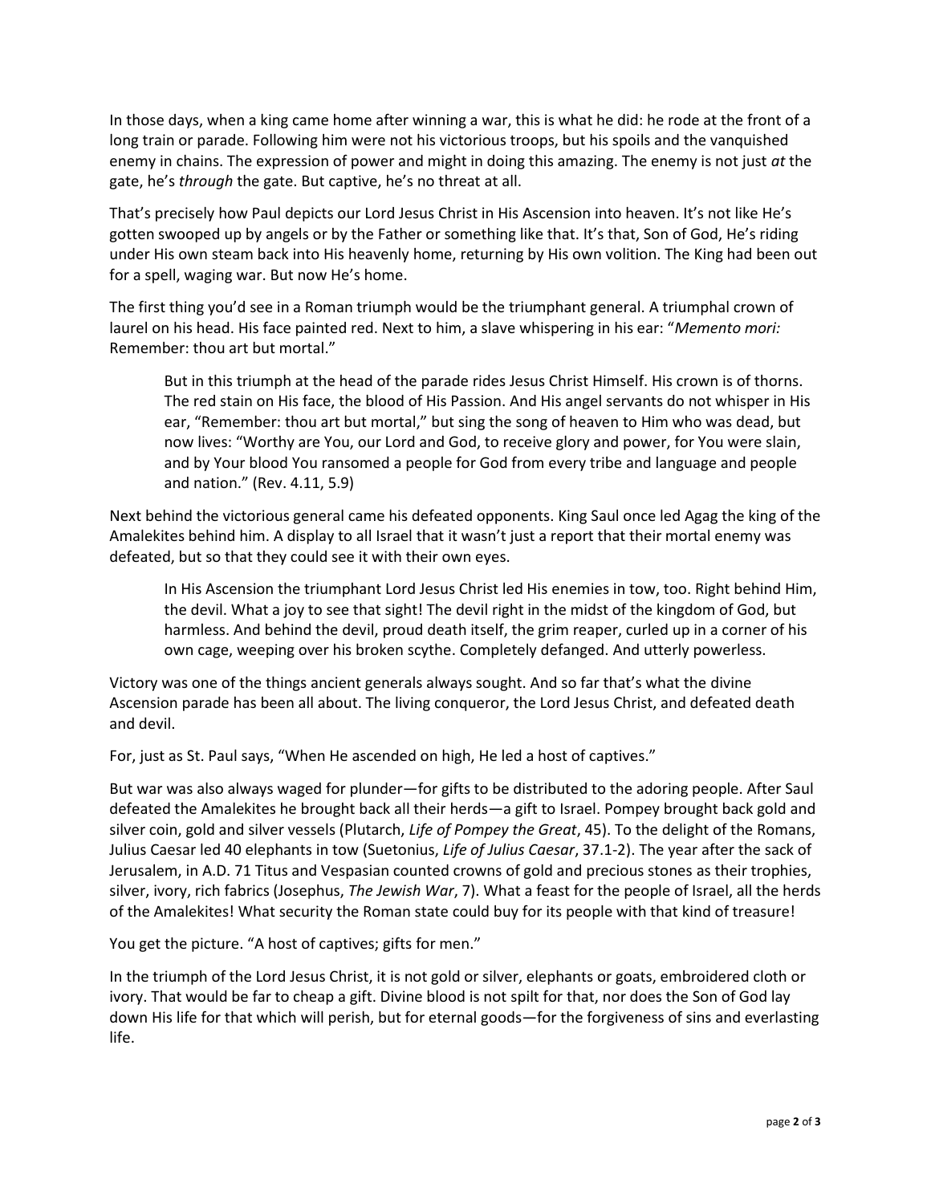In those days, when a king came home after winning a war, this is what he did: he rode at the front of a long train or parade. Following him were not his victorious troops, but his spoils and the vanquished enemy in chains. The expression of power and might in doing this amazing. The enemy is not just *at* the gate, he's *through* the gate. But captive, he's no threat at all.

That's precisely how Paul depicts our Lord Jesus Christ in His Ascension into heaven. It's not like He's gotten swooped up by angels or by the Father or something like that. It's that, Son of God, He's riding under His own steam back into His heavenly home, returning by His own volition. The King had been out for a spell, waging war. But now He's home.

The first thing you'd see in a Roman triumph would be the triumphant general. A triumphal crown of laurel on his head. His face painted red. Next to him, a slave whispering in his ear: "*Memento mori:* Remember: thou art but mortal."

> But in this triumph at the head of the parade rides Jesus Christ Himself. His crown is of thorns. The red stain on His face, the blood of His Passion. And His angel servants do not whisper in His ear, "Remember: thou art but mortal," but sing the song of heaven to Him who was dead, but now lives: "Worthy are You, our Lord and God, to receive glory and power, for You were slain, and by Your blood You ransomed a people for God from every tribe and language and people and nation." (Rev. 4.11, 5.9)

Next behind the victorious general came his defeated opponents. King Saul once led Agag the king of the Amalekites behind him. A display to all Israel that it wasn't just a report that their mortal enemy was defeated, but so that they could see it with their own eyes.

> In His Ascension the triumphant Lord Jesus Christ led His enemies in tow, too. Right behind Him, the devil. What a joy to see that sight! The devil right in the midst of the kingdom of God, but harmless. And behind the devil, proud death itself, the grim reaper, curled up in a corner of his own cage, weeping over his broken scythe. Completely defanged. And utterly powerless.

Victory was one of the things ancient generals always sought. And so far that's what the divine Ascension parade has been all about. The living conqueror, the Lord Jesus Christ, and defeated death and devil.

For, just as St. Paul says, "When He ascended on high, He led a host of captives."

But war was also always waged for plunder—for gifts to be distributed to the adoring people. After Saul defeated the Amalekites he brought back all their herds—a gift to Israel. Pompey brought back gold and silver coin, gold and silver vessels (Plutarch, *Life of Pompey the Great*, 45). To the delight of the Romans, Julius Caesar led 40 elephants in tow (Suetonius, *Life of Julius Caesar*, 37.1-2). The year after the sack of Jerusalem, in A.D. 71 Titus and Vespasian counted crowns of gold and precious stones as their trophies, silver, ivory, rich fabrics (Josephus, *The Jewish War*, 7). What a feast for the people of Israel, all the herds of the Amalekites! What security the Roman state could buy for its people with that kind of treasure!

You get the picture. "A host of captives; gifts for men."

In the triumph of the Lord Jesus Christ, it is not gold or silver, elephants or goats, embroidered cloth or ivory. That would be far to cheap a gift. Divine blood is not spilt for that, nor does the Son of God lay down His life for that which will perish, but for eternal goods—for the forgiveness of sins and everlasting life.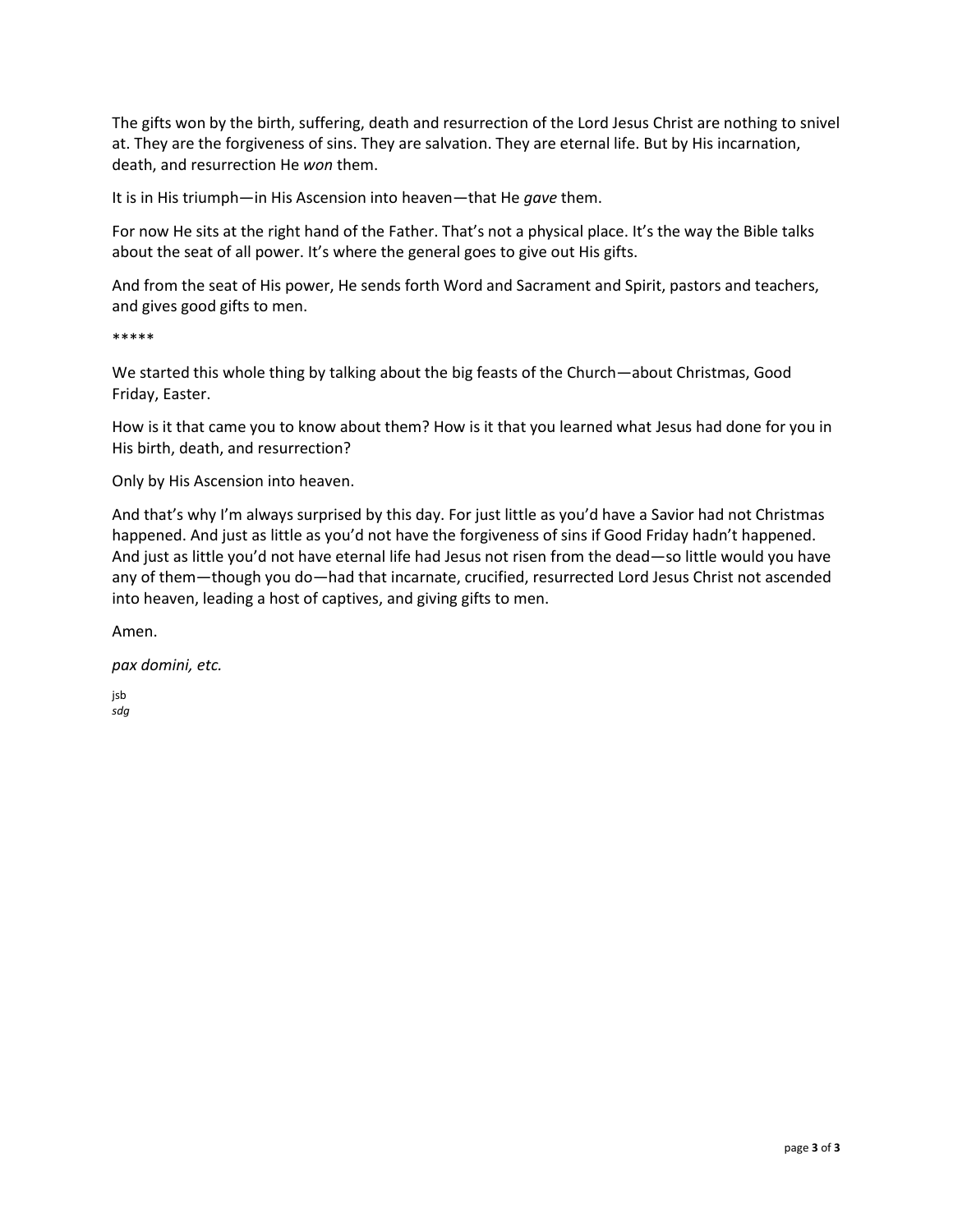The gifts won by the birth, suffering, death and resurrection of the Lord Jesus Christ are nothing to snivel at. They are the forgiveness of sins. They are salvation. They are eternal life. But by His incarnation, death, and resurrection He *won* them.

It is in His triumph—in His Ascension into heaven—that He *gave* them.

For now He sits at the right hand of the Father. That's not a physical place. It's the way the Bible talks about the seat of all power. It's where the general goes to give out His gifts.

And from the seat of His power, He sends forth Word and Sacrament and Spirit, pastors and teachers, and gives good gifts to men.

*****

We started this whole thing by talking about the big feasts of the Church—about Christmas, Good Friday, Easter.

How is it that came you to know about them? How is it that you learned what Jesus had done for you in His birth, death, and resurrection?

Only by His Ascension into heaven.

And that's why I'm always surprised by this day. For just little as you'd have a Savior had not Christmas happened. And just as little as you'd not have the forgiveness of sins if Good Friday hadn't happened. And just as little you'd not have eternal life had Jesus not risen from the dead—so little would you have any of them—though you do—had that incarnate, crucified, resurrected Lord Jesus Christ not ascended into heaven, leading a host of captives, and giving gifts to men.

Amen.

*pax domini, etc.*

jsb
*sdg*